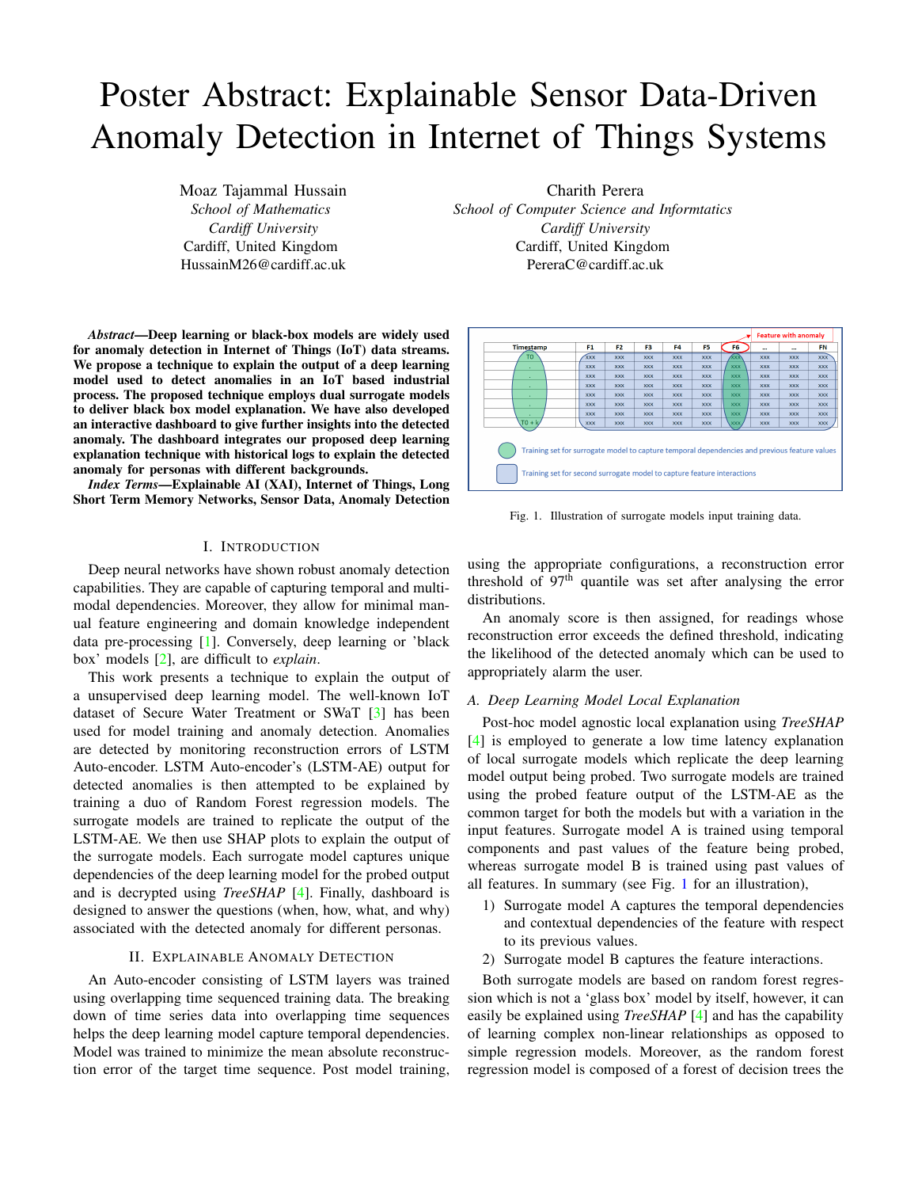# Poster Abstract: Explainable Sensor Data-Driven Anomaly Detection in Internet of Things Systems

Moaz Tajammal Hussain
*School of Mathematics*
*Cardiff University*
Cardiff, United Kingdom
HussainM26@cardiff.ac.uk

Charith Perera
*School of Computer Science and Informtatics*
*Cardiff University*
Cardiff, United Kingdom
PereraC@cardiff.ac.uk

***Abstract*—Deep learning or black-box models are widely used for anomaly detection in Internet of Things (IoT) data streams. We propose a technique to explain the output of a deep learning model used to detect anomalies in an IoT based industrial process. The proposed technique employs dual surrogate models to deliver black box model explanation. We have also developed an interactive dashboard to give further insights into the detected anomaly. The dashboard integrates our proposed deep learning explanation technique with historical logs to explain the detected anomaly for personas with different backgrounds.**

***Index Terms*—Explainable AI (XAI), Internet of Things, Long Short Term Memory Networks, Sensor Data, Anomaly Detection**

## I. Introduction

Deep neural networks have shown robust anomaly detection capabilities. They are capable of capturing temporal and multi-modal dependencies. Moreover, they allow for minimal manual feature engineering and domain knowledge independent data pre-processing [1]. Conversely, deep learning or 'black box' models [2], are difficult to *explain*.

This work presents a technique to explain the output of a unsupervised deep learning model. The well-known IoT dataset of Secure Water Treatment or SWaT [3] has been used for model training and anomaly detection. Anomalies are detected by monitoring reconstruction errors of LSTM Auto-encoder. LSTM Auto-encoder's (LSTM-AE) output for detected anomalies is then attempted to be explained by training a duo of Random Forest regression models. The surrogate models are trained to replicate the output of the LSTM-AE. We then use SHAP plots to explain the output of the surrogate models. Each surrogate model captures unique dependencies of the deep learning model for the probed output and is decrypted using *TreeSHAP* [4]. Finally, dashboard is designed to answer the questions (when, how, what, and why) associated with the detected anomaly for different personas.

## II. Explainable Anomaly Detection

An Auto-encoder consisting of LSTM layers was trained using overlapping time sequenced training data. The breaking down of time series data into overlapping time sequences helps the deep learning model capture temporal dependencies. Model was trained to minimize the mean absolute reconstruction error of the target time sequence. Post model training, using the appropriate configurations, a reconstruction error threshold of 97[th] quantile was set after analysing the error distributions.

| Timestamp | F1 | F2 | F3 | F4 | F5 | F6 | ... | ... | FN |
|---|---|---|---|---|---|---|---|---|---|
| T0 | xxx | xxx | xxx | xxx | xxx | xxx | xxx | xxx | xxx |
| . | xxx | xxx | xxx | xxx | xxx | xxx | xxx | xxx | xxx |
| . | xxx | xxx | xxx | xxx | xxx | xxx | xxx | xxx | xxx |
| . | xxx | xxx | xxx | xxx | xxx | xxx | xxx | xxx | xxx |
| . | xxx | xxx | xxx | xxx | xxx | xxx | xxx | xxx | xxx |
| . | xxx | xxx | xxx | xxx | xxx | xxx | xxx | xxx | xxx |
| . | xxx | xxx | xxx | xxx | xxx | xxx | xxx | xxx | xxx |
| T0 + k | xxx | xxx | xxx | xxx | xxx | xxx | xxx | xxx | xxx |

Feature with anomaly (F6)

Training set for surrogate model to capture temporal dependencies and previous feature values

Training set for second surrogate model to capture feature interactions

Fig. 1. Illustration of surrogate models input training data.

An anomaly score is then assigned, for readings whose reconstruction error exceeds the defined threshold, indicating the likelihood of the detected anomaly which can be used to appropriately alarm the user.

### A. Deep Learning Model Local Explanation

Post-hoc model agnostic local explanation using *TreeSHAP* [4] is employed to generate a low time latency explanation of local surrogate models which replicate the deep learning model output being probed. Two surrogate models are trained using the probed feature output of the LSTM-AE as the common target for both the models but with a variation in the input features. Surrogate model A is trained using temporal components and past values of the feature being probed, whereas surrogate model B is trained using past values of all features. In summary (see Fig. 1 for an illustration),

1) Surrogate model A captures the temporal dependencies and contextual dependencies of the feature with respect to its previous values.
2) Surrogate model B captures the feature interactions.

Both surrogate models are based on random forest regression which is not a 'glass box' model by itself, however, it can easily be explained using *TreeSHAP* [4] and has the capability of learning complex non-linear relationships as opposed to simple regression models. Moreover, as the random forest regression model is composed of a forest of decision trees the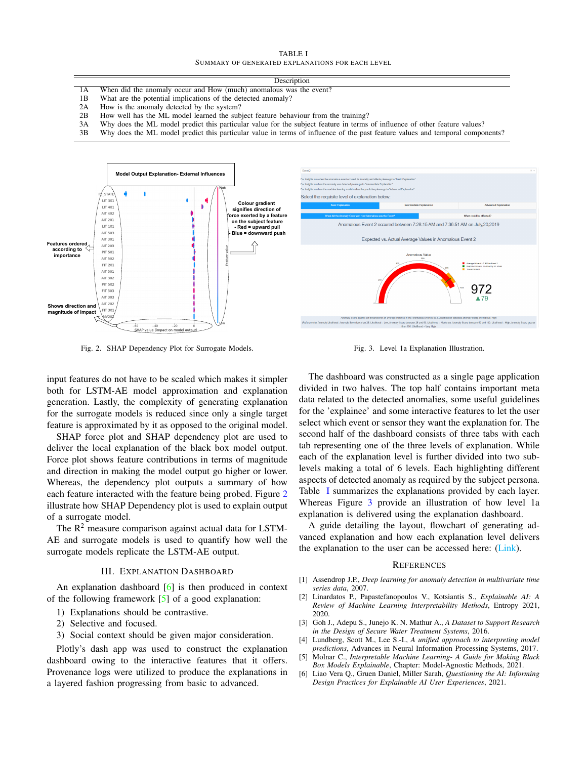TABLE I
SUMMARY OF GENERATED EXPLANATIONS FOR EACH LEVEL

| | Description |
|---|---|
| 1A | When did the anomaly occur and How (much) anomalous was the event? |
| 1B | What are the potential implications of the detected anomaly? |
| 2A | How is the anomaly detected by the system? |
| 2B | How well has the ML model learned the subject feature behaviour from the training? |
| 3A | Why does the ML model predict this particular value for the subject feature in terms of influence of other feature values? |
| 3B | Why does the ML model predict this particular value in terms of influence of the past feature values and temporal components? |

Model Output Explanation- External Influences

Features ordered according to importance

Colour gradient signifies direction of force exerted by a feature on the subject feature
- Red = upward pull
- Blue = downward push

Shows direction and magnitude of impact

FB_STATE
LIT 301
LIT 401
AIT 402
AIT 201
LIT 101
AIT 503
AIT 301
AIT 203
PIT 501
AIT 502
FIT 201
AIT 501
AIT 302
PIT 502
FIT 503
AIT 303
AIT 202
FIT 301
MV201

−60 −40 −20 0
SHAP value (impact on model output)

High
Feature value
Low

Fig. 2. SHAP Dependency Plot for Surrogate Models.

Select the requisite level of explanation below:

Basic Explanation
Intermediate Explanation
Advanced Explanation

When did the Anomaly Occur and How Anomalous was the Event?
What could be affected?

Anomalous Event 2 occured between 7:28:15 AM and 7:36:51 AM on July,20,2019

Expected vs. Actual Average Values in Anomalous Event 2

Anomalous Value

972
▲79

Fig. 3. Level 1a Explanation Illustration.

input features do not have to be scaled which makes it simpler both for LSTM-AE model approximation and explanation generation. Lastly, the complexity of generating explanation for the surrogate models is reduced since only a single target feature is approximated by it as opposed to the original model.

SHAP force plot and SHAP dependency plot are used to deliver the local explanation of the black box model output. Force plot shows feature contributions in terms of magnitude and direction in making the model output go higher or lower. Whereas, the dependency plot outputs a summary of how each feature interacted with the feature being probed. Figure 2 illustrate how SHAP Dependency plot is used to explain output of a surrogate model.

The $R^2$ measure comparison against actual data for LSTM-AE and surrogate models is used to quantify how well the surrogate models replicate the LSTM-AE output.

## III. Explanation Dashboard

An explanation dashboard [6] is then produced in context of the following framework [5] of a good explanation:

1) Explanations should be contrastive.
2) Selective and focused.
3) Social context should be given major consideration.

Plotly's dash app was used to construct the explanation dashboard owing to the interactive features that it offers. Provenance logs were utilized to produce the explanations in a layered fashion progressing from basic to advanced.

The dashboard was constructed as a single page application divided in two halves. The top half contains important meta data related to the detected anomalies, some useful guidelines for the 'explainee' and some interactive features to let the user select which event or sensor they want the explanation for. The second half of the dashboard consists of three tabs with each tab representing one of the three levels of explanation. While each of the explanation level is further divided into two sub-levels making a total of 6 levels. Each highlighting different aspects of detected anomaly as required by the subject persona. Table I summarizes the explanations provided by each layer. Whereas Figure 3 provide an illustration of how level 1a explanation is delivered using the explanation dashboard.

A guide detailing the layout, flowchart of generating advanced explanation and how each explanation level delivers the explanation to the user can be accessed here: (Link).

## References

[1] Assendrop J.P., *Deep learning for anomaly detection in multivariate time series data*, 2007.

[2] Linardatos P., Papastefanopoulos V., Kotsiantis S., *Explainable AI: A Review of Machine Learning Interpretability Methods*, Entropy 2021, 2020.

[3] Goh J., Adepu S., Junejo K. N. Mathur A., *A Dataset to Support Research in the Design of Secure Water Treatment Systems*, 2016.

[4] Lundberg, Scott M., Lee S.-I., *A unified approach to interpreting model predictions*, Advances in Neural Information Processing Systems, 2017.

[5] Molnar C., *Interpretable Machine Learning- A Guide for Making Black Box Models Explainable*, Chapter: Model-Agnostic Methods, 2021.

[6] Liao Vera Q., Gruen Daniel, Miller Sarah, *Questioning the AI: Informing Design Practices for Explainable AI User Experiences*, 2021.